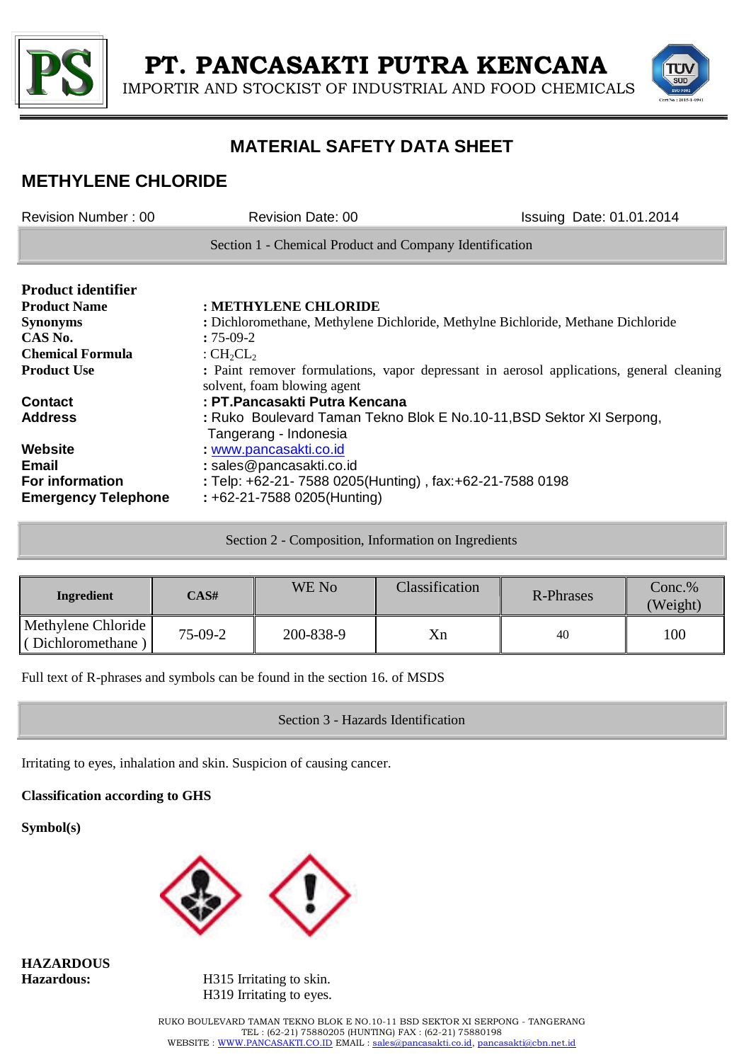# MATERIAL SAFETY DATA SHEET

## METHYLENE CHLORIDE

Revision Number : 00 Revision Date: 00 Issuing Date: 01.01.2014

### Section 1 - Chemical Product and Company Identification

**Product identifier**

| | |
|---|---|
| **Product Name** | **: METHYLENE CHLORIDE** |
| **Synonyms** | **:** Dichloromethane, Methylene Dichloride, Methylne Bichloride, Methane Dichloride |
| **CAS No.** | **:** 75-09-2 |
| **Chemical Formula** | : $CH_2CL_2$ |
| **Product Use** | **:** Paint remover formulations, vapor depressant in aerosol applications, general cleaning solvent, foam blowing agent |
| **Contact** | **: PT.Pancasakti Putra Kencana** |
| **Address** | **:** Ruko Boulevard Taman Tekno Blok E No.10-11,BSD Sektor XI Serpong, Tangerang - Indonesia |
| **Website** | **:** www.pancasakti.co.id |
| **Email** | **:** sales@pancasakti.co.id |
| **For information** | **:** Telp: +62-21- 7588 0205(Hunting) , fax:+62-21-7588 0198 |
| **Emergency Telephone** | **:** +62-21-7588 0205(Hunting) |

### Section 2 - Composition, Information on Ingredients

| Ingredient | CAS# | WE No | Classification | R-Phrases | Conc.% (Weight) |
|---|---|---|---|---|---|
| Methylene Chloride ( Dichloromethane ) | 75-09-2 | 200-838-9 | Xn | 40 | 100 |

Full text of R-phrases and symbols can be found in the section 16. of MSDS

### Section 3 - Hazards Identification

Irritating to eyes, inhalation and skin. Suspicion of causing cancer.

**Classification according to GHS**

**Symbol(s)**

**HAZARDOUS**

**Hazardous:** H315 Irritating to skin.
H319 Irritating to eyes.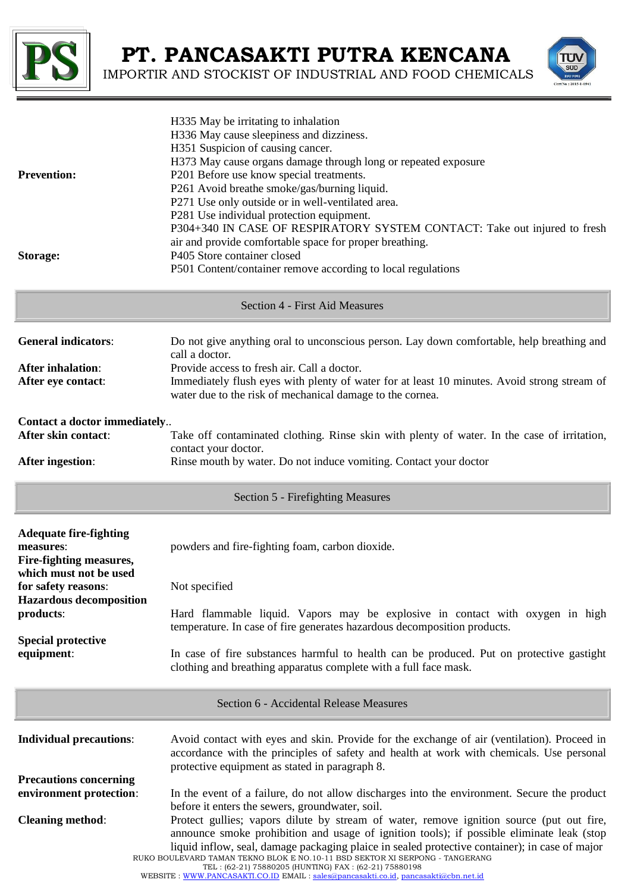| | |
|---|---|
| | H335 May be irritating to inhalation<br>H336 May cause sleepiness and dizziness.<br>H351 Suspicion of causing cancer.<br>H373 May cause organs damage through long or repeated exposure |
| **Prevention:** | P201 Before use know special treatments.<br>P261 Avoid breathe smoke/gas/burning liquid.<br>P271 Use only outside or in well-ventilated area.<br>P281 Use individual protection equipment.<br>P304+340 IN CASE OF RESPIRATORY SYSTEM CONTACT: Take out injured to fresh air and provide comfortable space for proper breathing. |
| **Storage:** | P405 Store container closed<br>P501 Content/container remove according to local regulations |

## Section 4 - First Aid Measures

| | |
|---|---|
| **General indicators**: | Do not give anything oral to unconscious person. Lay down comfortable, help breathing and call a doctor. |
| **After inhalation**: | Provide access to fresh air. Call a doctor. |
| **After eye contact**: | Immediately flush eyes with plenty of water for at least 10 minutes. Avoid strong stream of water due to the risk of mechanical damage to the cornea. |

**Contact a doctor immediately**..

| | |
|---|---|
| **After skin contact**: | Take off contaminated clothing. Rinse skin with plenty of water. In the case of irritation, contact your doctor. |
| **After ingestion**: | Rinse mouth by water. Do not induce vomiting. Contact your doctor |

## Section 5 - Firefighting Measures

| | |
|---|---|
| **Adequate fire-fighting measures**: | powders and fire-fighting foam, carbon dioxide. |
| **Fire-fighting measures, which must not be used for safety reasons**: | Not specified |
| **Hazardous decomposition products**: | Hard flammable liquid. Vapors may be explosive in contact with oxygen in high temperature. In case of fire generates hazardous decomposition products. |
| **Special protective equipment**: | In case of fire substances harmful to health can be produced. Put on protective gastight clothing and breathing apparatus complete with a full face mask. |

## Section 6 - Accidental Release Measures

| | |
|---|---|
| **Individual precautions**: | Avoid contact with eyes and skin. Provide for the exchange of air (ventilation). Proceed in accordance with the principles of safety and health at work with chemicals. Use personal protective equipment as stated in paragraph 8. |
| **Precautions concerning environment protection**: | In the event of a failure, do not allow discharges into the environment. Secure the product before it enters the sewers, groundwater, soil. |
| **Cleaning method**: | Protect gullies; vapors dilute by stream of water, remove ignition source (put out fire, announce smoke prohibition and usage of ignition tools); if possible eliminate leak (stop liquid inflow, seal, damage packaging plaice in sealed protective container); in case of major |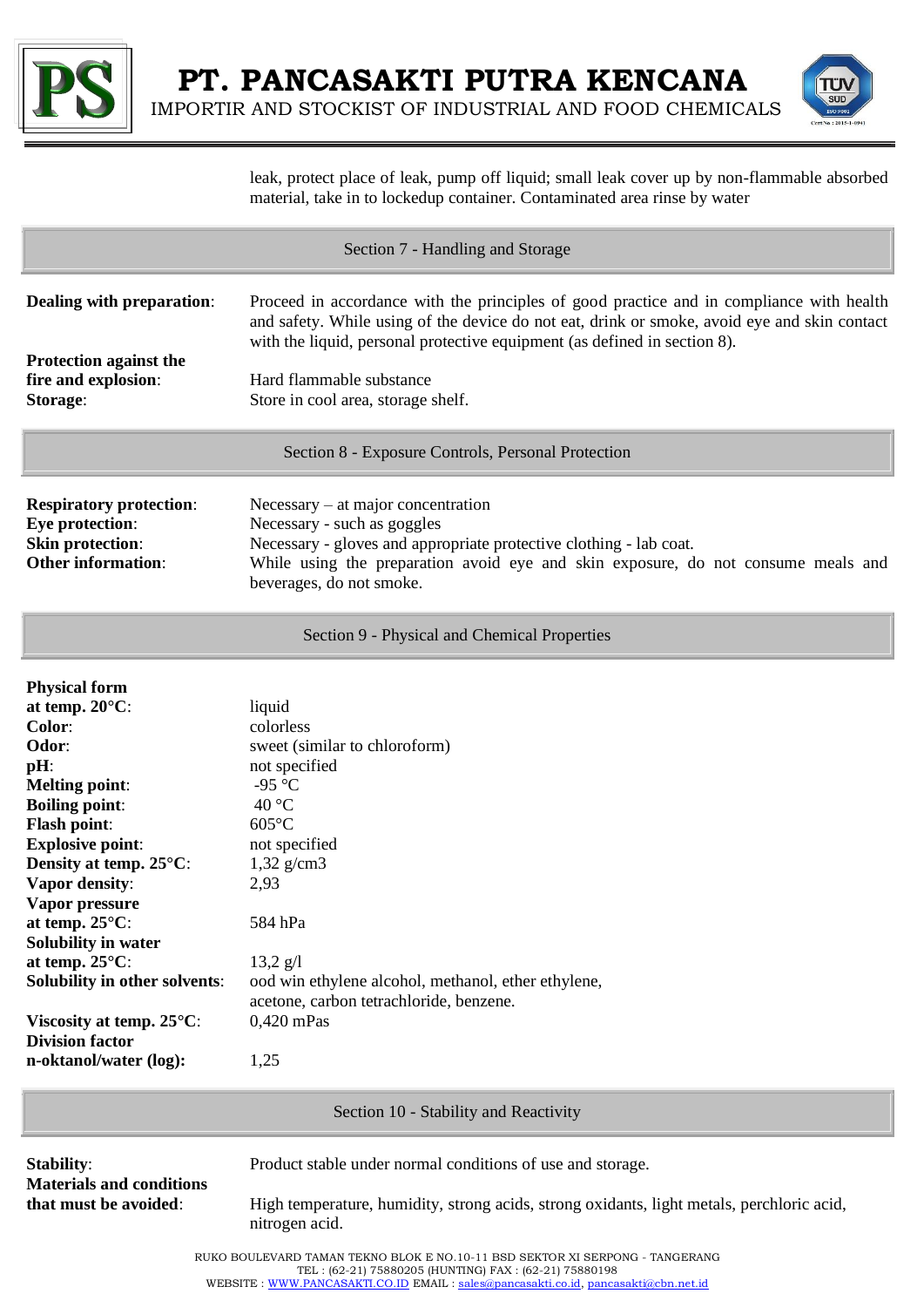leak, protect place of leak, pump off liquid; small leak cover up by non-flammable absorbed material, take in to lockedup container. Contaminated area rinse by water

## Section 7 - Handling and Storage

**Dealing with preparation**: Proceed in accordance with the principles of good practice and in compliance with health and safety. While using of the device do not eat, drink or smoke, avoid eye and skin contact with the liquid, personal protective equipment (as defined in section 8).

**Protection against the fire and explosion**: Hard flammable substance

**Storage**: Store in cool area, storage shelf.

## Section 8 - Exposure Controls, Personal Protection

**Respiratory protection**: Necessary – at major concentration

**Eye protection**: Necessary - such as goggles

**Skin protection**: Necessary - gloves and appropriate protective clothing - lab coat.

**Other information**: While using the preparation avoid eye and skin exposure, do not consume meals and beverages, do not smoke.

## Section 9 - Physical and Chemical Properties

**Physical form at temp. 20°C**: liquid

**Color**: colorless

**Odor**: sweet (similar to chloroform)

**pH**: not specified

**Melting point**: -95 °C

**Boiling point**: 40 °C

**Flash point**: 605°C

**Explosive point**: not specified

**Density at temp. 25°C**: 1,32 g/cm3

**Vapor density**: 2,93

**Vapor pressure at temp. 25°C**: 584 hPa

**Solubility in water at temp. 25°C**: 13,2 g/l

**Solubility in other solvents**: ood win ethylene alcohol, methanol, ether ethylene, acetone, carbon tetrachloride, benzene.

**Viscosity at temp. 25°C**: 0,420 mPas

**Division factor n-oktanol/water (log):** 1,25

## Section 10 - Stability and Reactivity

**Stability**: Product stable under normal conditions of use and storage.

**Materials and conditions that must be avoided**: High temperature, humidity, strong acids, strong oxidants, light metals, perchloric acid, nitrogen acid.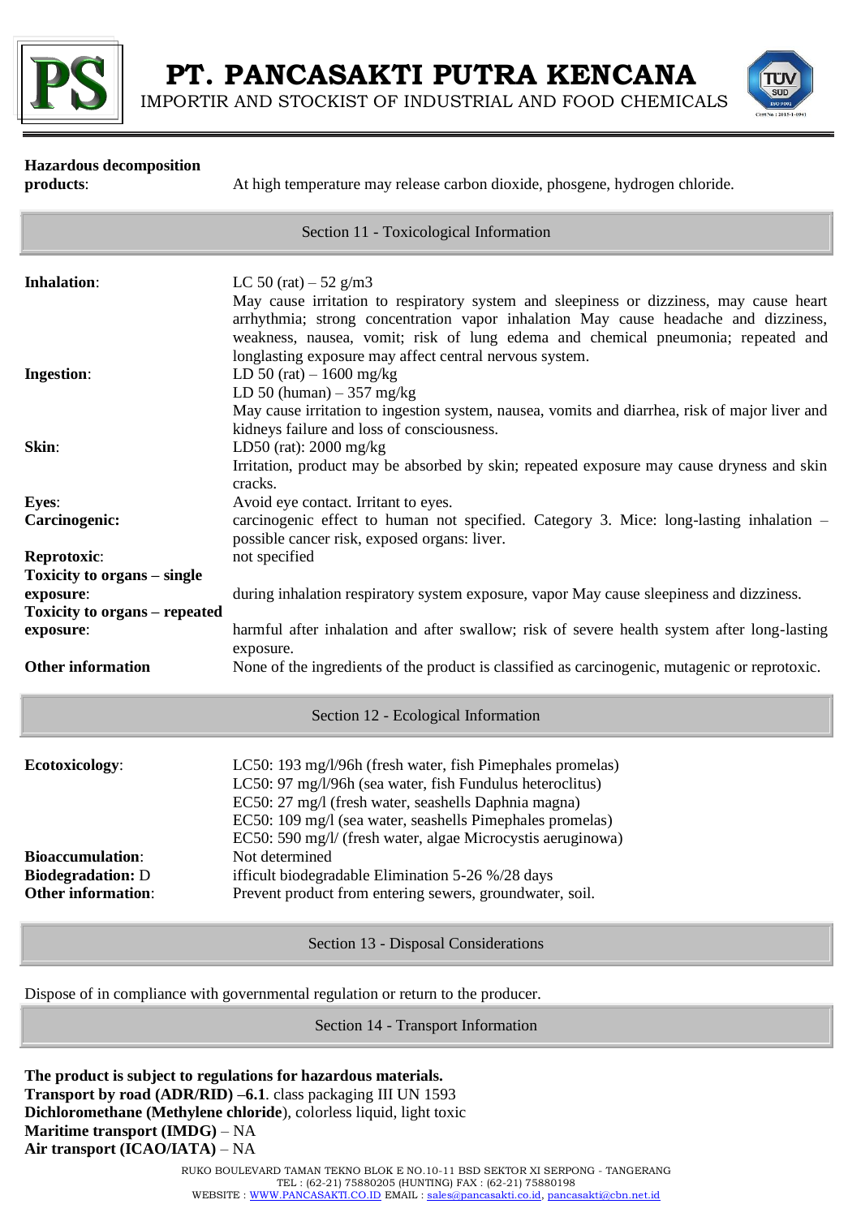**Hazardous decomposition products**: At high temperature may release carbon dioxide, phosgene, hydrogen chloride.

## Section 11 - Toxicological Information

**Inhalation**: LC 50 (rat) – 52 g/m3
May cause irritation to respiratory system and sleepiness or dizziness, may cause heart arrhythmia; strong concentration vapor inhalation May cause headache and dizziness, weakness, nausea, vomit; risk of lung edema and chemical pneumonia; repeated and longlasting exposure may affect central nervous system.

**Ingestion**: LD 50 (rat) – 1600 mg/kg
LD 50 (human) – 357 mg/kg
May cause irritation to ingestion system, nausea, vomits and diarrhea, risk of major liver and kidneys failure and loss of consciousness.

**Skin**: LD50 (rat): 2000 mg/kg
Irritation, product may be absorbed by skin; repeated exposure may cause dryness and skin cracks.

**Eyes**: Avoid eye contact. Irritant to eyes.

**Carcinogenic:** carcinogenic effect to human not specified. Category 3. Mice: long-lasting inhalation – possible cancer risk, exposed organs: liver.

**Reprotoxic**: not specified

**Toxicity to organs – single exposure**: during inhalation respiratory system exposure, vapor May cause sleepiness and dizziness.

**Toxicity to organs – repeated exposure**: harmful after inhalation and after swallow; risk of severe health system after long-lasting exposure.

**Other information** None of the ingredients of the product is classified as carcinogenic, mutagenic or reprotoxic.

## Section 12 - Ecological Information

**Ecotoxicology**: LC50: 193 mg/l/96h (fresh water, fish Pimephales promelas)
LC50: 97 mg/l/96h (sea water, fish Fundulus heteroclitus)
EC50: 27 mg/l (fresh water, seashells Daphnia magna)
EC50: 109 mg/l (sea water, seashells Pimephales promelas)
EC50: 590 mg/l/ (fresh water, algae Microcystis aeruginowa)

**Bioaccumulation**: Not determined

**Biodegradation:** D ifficult biodegradable Elimination 5-26 %/28 days

**Other information**: Prevent product from entering sewers, groundwater, soil.

## Section 13 - Disposal Considerations

Dispose of in compliance with governmental regulation or return to the producer.

## Section 14 - Transport Information

**The product is subject to regulations for hazardous materials.**
**Transport by road (ADR/RID) –6.1**. class packaging III UN 1593
**Dichloromethane (Methylene chloride**), colorless liquid, light toxic
**Maritime transport (IMDG)** – NA
**Air transport (ICAO/IATA)** – NA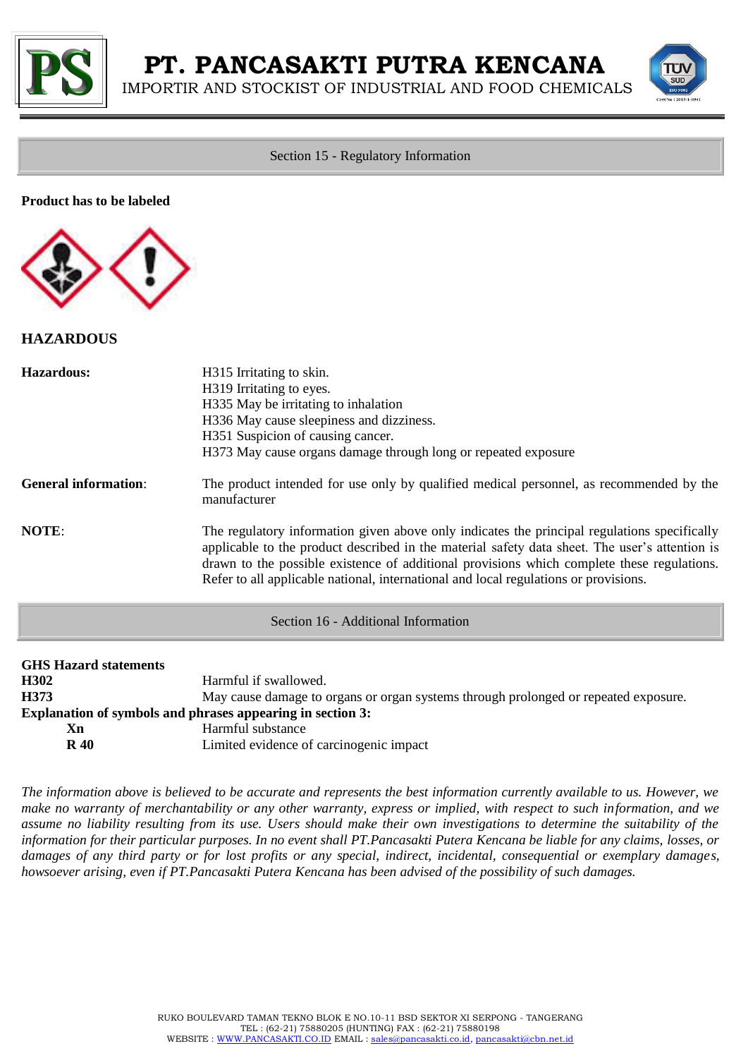## Section 15 - Regulatory Information

**Product has to be labeled**

**HAZARDOUS**

| | |
|---|---|
| **Hazardous:** | H315 Irritating to skin.<br>H319 Irritating to eyes.<br>H335 May be irritating to inhalation<br>H336 May cause sleepiness and dizziness.<br>H351 Suspicion of causing cancer.<br>H373 May cause organs damage through long or repeated exposure |
| **General information**: | The product intended for use only by qualified medical personnel, as recommended by the manufacturer |
| **NOTE**: | The regulatory information given above only indicates the principal regulations specifically applicable to the product described in the material safety data sheet. The user's attention is drawn to the possible existence of additional provisions which complete these regulations. Refer to all applicable national, international and local regulations or provisions. |

## Section 16 - Additional Information

**GHS Hazard statements**

| | |
|---|---|
| **H302** | Harmful if swallowed. |
| **H373** | May cause damage to organs or organ systems through prolonged or repeated exposure. |

**Explanation of symbols and phrases appearing in section 3:**

| | |
|---|---|
| **Xn** | Harmful substance |
| **R 40** | Limited evidence of carcinogenic impact |

*The information above is believed to be accurate and represents the best information currently available to us. However, we make no warranty of merchantability or any other warranty, express or implied, with respect to such information, and we assume no liability resulting from its use. Users should make their own investigations to determine the suitability of the information for their particular purposes. In no event shall PT.Pancasakti Putera Kencana be liable for any claims, losses, or damages of any third party or for lost profits or any special, indirect, incidental, consequential or exemplary damages, howsoever arising, even if PT.Pancasakti Putera Kencana has been advised of the possibility of such damages.*